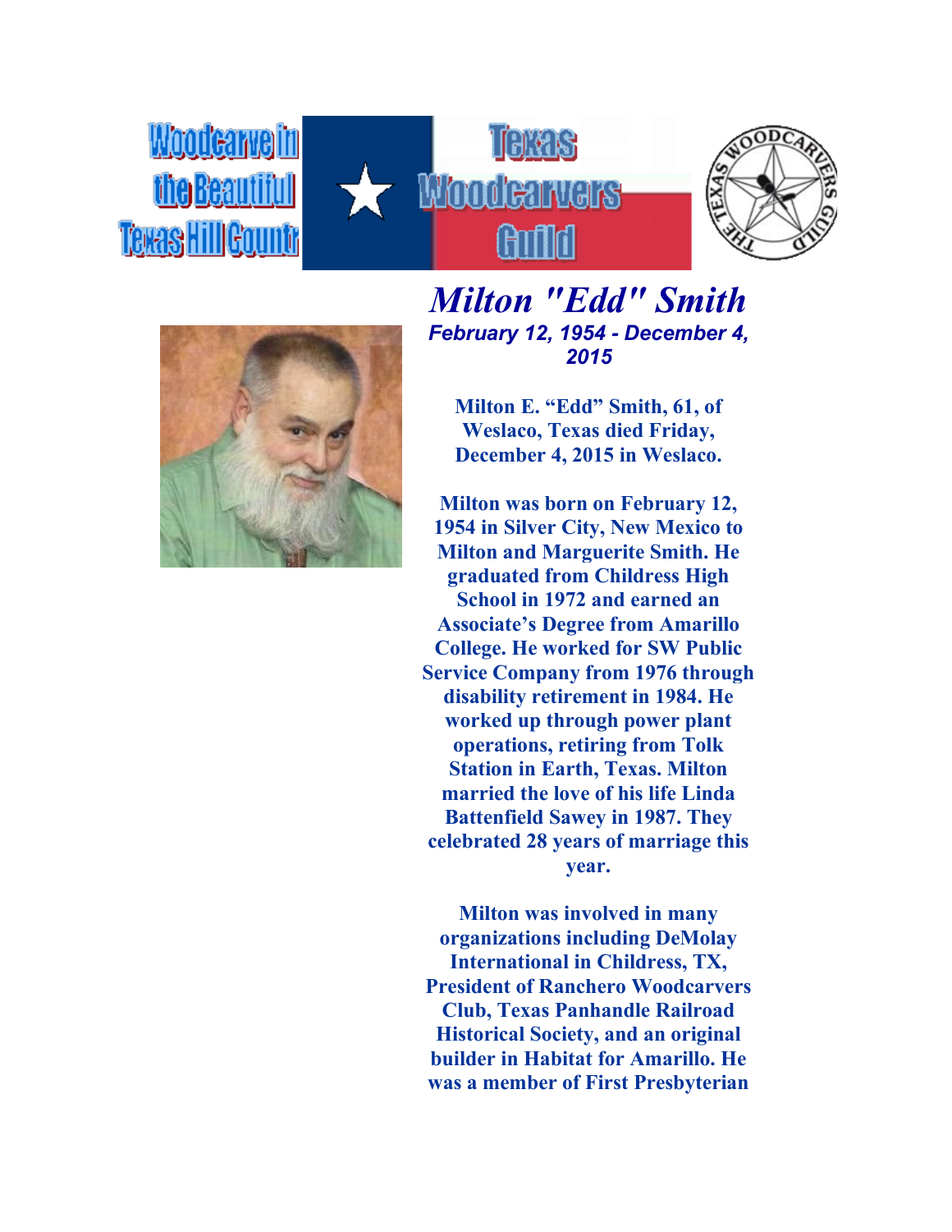Woodcarve in the Beautiful Texas Hill Country

Texas Woodcarvers Guild

# *Milton "Edd" Smith*

***February 12, 1954 - December 4, 2015***

**Milton E. "Edd" Smith, 61, of Weslaco, Texas died Friday, December 4, 2015 in Weslaco.**

**Milton was born on February 12, 1954 in Silver City, New Mexico to Milton and Marguerite Smith. He graduated from Childress High School in 1972 and earned an Associate's Degree from Amarillo College. He worked for SW Public Service Company from 1976 through disability retirement in 1984. He worked up through power plant operations, retiring from Tolk Station in Earth, Texas. Milton married the love of his life Linda Battenfield Sawey in 1987. They celebrated 28 years of marriage this year.**

**Milton was involved in many organizations including DeMolay International in Childress, TX, President of Ranchero Woodcarvers Club, Texas Panhandle Railroad Historical Society, and an original builder in Habitat for Amarillo. He was a member of First Presbyterian**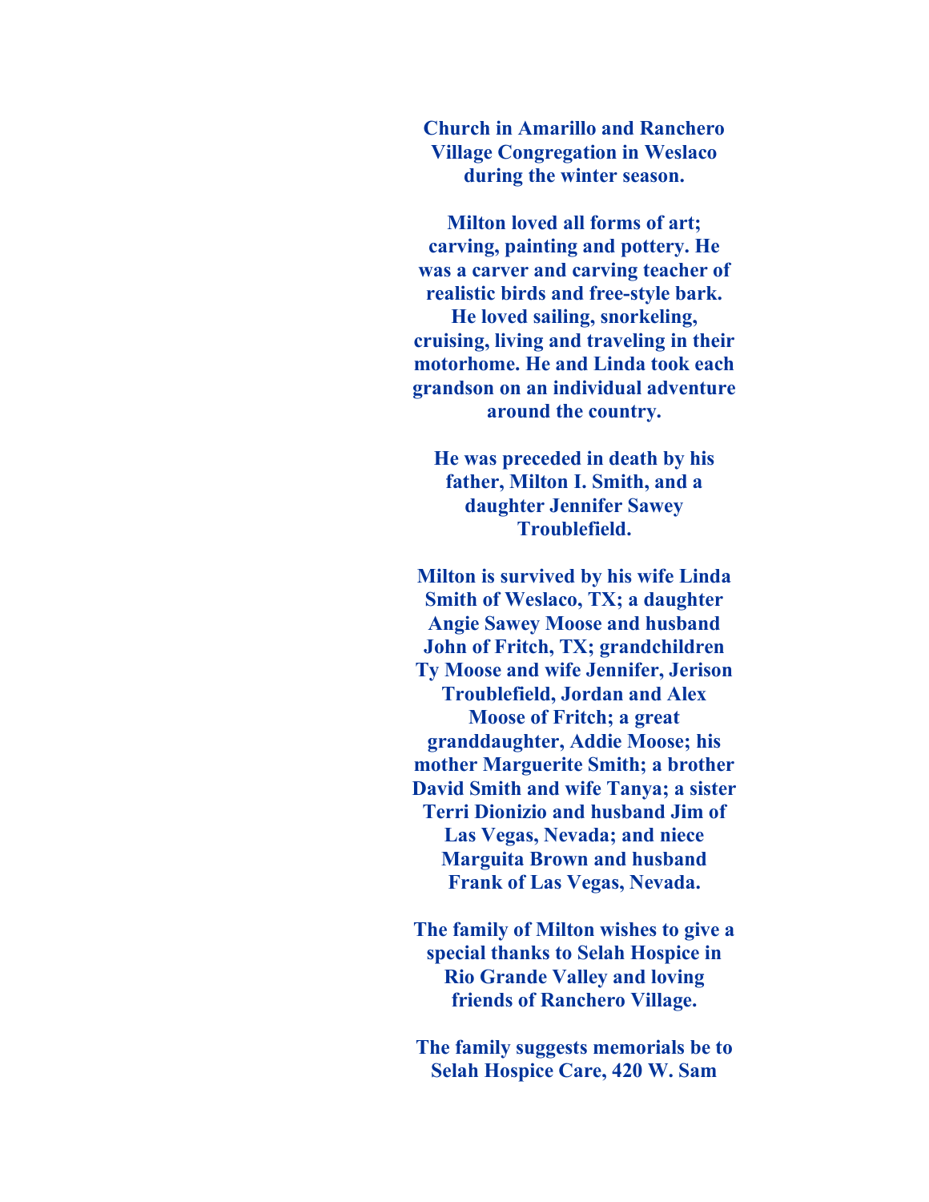**Church in Amarillo and Ranchero Village Congregation in Weslaco during the winter season.**

**Milton loved all forms of art; carving, painting and pottery. He was a carver and carving teacher of realistic birds and free-style bark. He loved sailing, snorkeling, cruising, living and traveling in their motorhome. He and Linda took each grandson on an individual adventure around the country.**

**He was preceded in death by his father, Milton I. Smith, and a daughter Jennifer Sawey Troublefield.**

**Milton is survived by his wife Linda Smith of Weslaco, TX; a daughter Angie Sawey Moose and husband John of Fritch, TX; grandchildren Ty Moose and wife Jennifer, Jerison Troublefield, Jordan and Alex Moose of Fritch; a great granddaughter, Addie Moose; his mother Marguerite Smith; a brother David Smith and wife Tanya; a sister Terri Dionizio and husband Jim of Las Vegas, Nevada; and niece Marguita Brown and husband Frank of Las Vegas, Nevada.**

**The family of Milton wishes to give a special thanks to Selah Hospice in Rio Grande Valley and loving friends of Ranchero Village.**

**The family suggests memorials be to Selah Hospice Care, 420 W. Sam**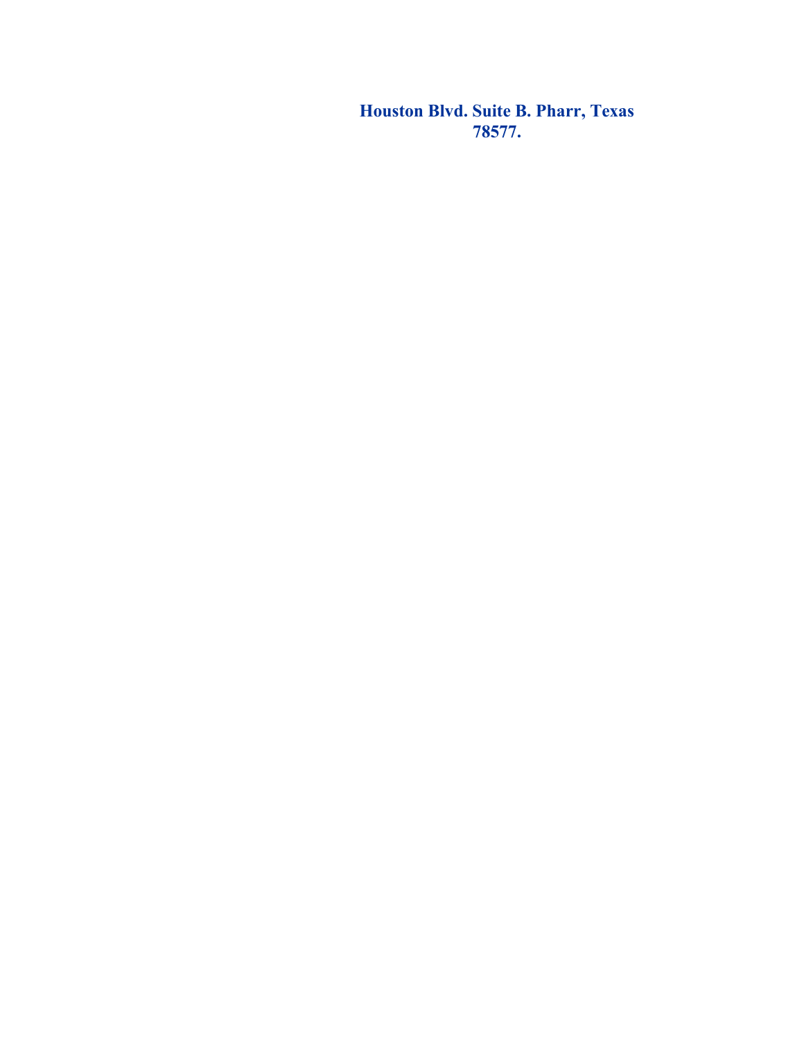**Houston Blvd. Suite B. Pharr, Texas 78577.**